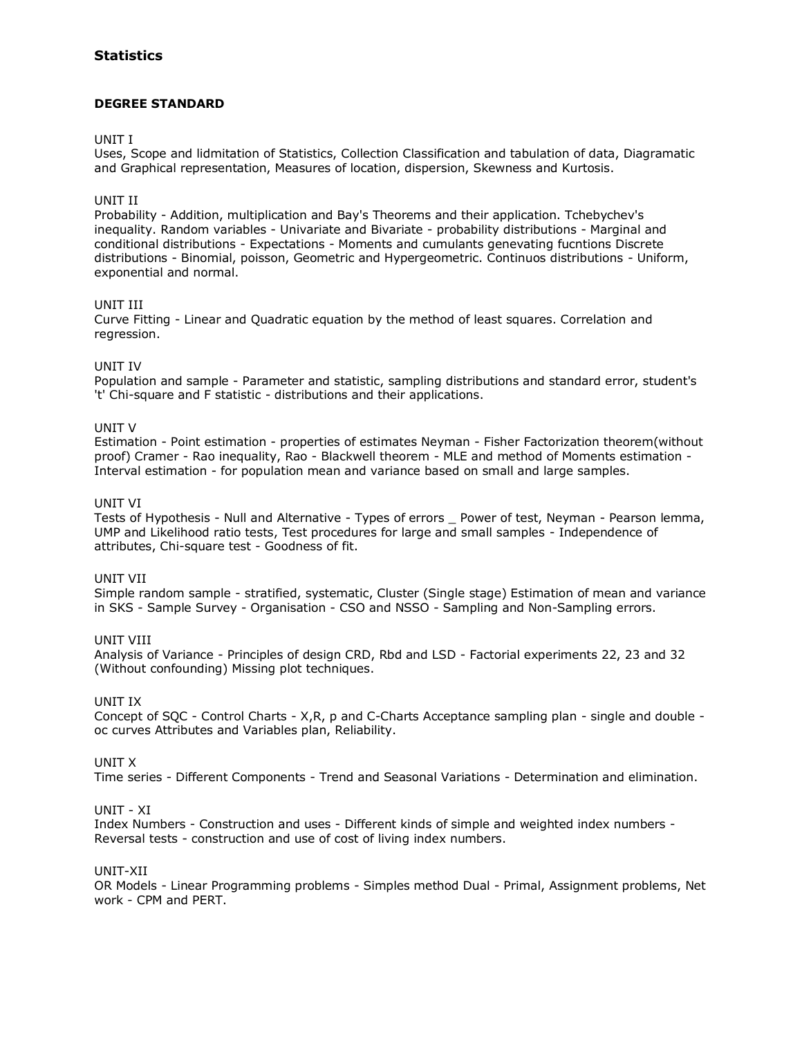# Statistics

## DEGREE STANDARD

UNIT I

Uses, Scope and lidmitation of Statistics, Collection Classification and tabulation of data, Diagramatic and Graphical representation, Measures of location, dispersion, Skewness and Kurtosis.

UNIT II

Probability - Addition, multiplication and Bay's Theorems and their application. Tchebychev's inequality. Random variables - Univariate and Bivariate - probability distributions - Marginal and conditional distributions - Expectations - Moments and cumulants genevating fucntions Discrete distributions - Binomial, poisson, Geometric and Hypergeometric. Continuos distributions - Uniform, exponential and normal.

UNIT III

Curve Fitting - Linear and Quadratic equation by the method of least squares. Correlation and regression.

UNIT IV

Population and sample - Parameter and statistic, sampling distributions and standard error, student's 't' Chi-square and F statistic - distributions and their applications.

UNIT V

Estimation - Point estimation - properties of estimates Neyman - Fisher Factorization theorem(without proof) Cramer - Rao inequality, Rao - Blackwell theorem - MLE and method of Moments estimation - Interval estimation - for population mean and variance based on small and large samples.

UNIT VI

Tests of Hypothesis - Null and Alternative - Types of errors _ Power of test, Neyman - Pearson lemma, UMP and Likelihood ratio tests, Test procedures for large and small samples - Independence of attributes, Chi-square test - Goodness of fit.

UNIT VII

Simple random sample - stratified, systematic, Cluster (Single stage) Estimation of mean and variance in SKS - Sample Survey - Organisation - CSO and NSSO - Sampling and Non-Sampling errors.

UNIT VIII

Analysis of Variance - Principles of design CRD, Rbd and LSD - Factorial experiments 22, 23 and 32 (Without confounding) Missing plot techniques.

UNIT IX

Concept of SQC - Control Charts - X,R, p and C-Charts Acceptance sampling plan - single and double - oc curves Attributes and Variables plan, Reliability.

UNIT X

Time series - Different Components - Trend and Seasonal Variations - Determination and elimination.

UNIT - XI

Index Numbers - Construction and uses - Different kinds of simple and weighted index numbers - Reversal tests - construction and use of cost of living index numbers.

UNIT-XII

OR Models - Linear Programming problems - Simples method Dual - Primal, Assignment problems, Net work - CPM and PERT.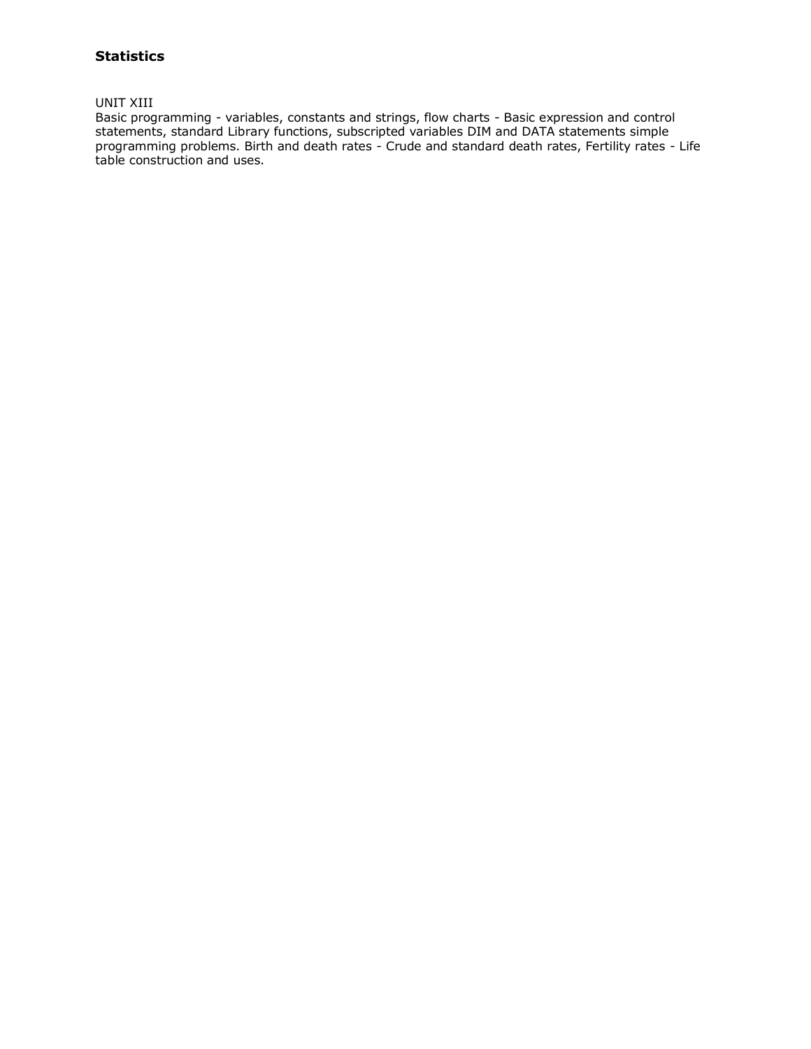**Statistics**

UNIT XIII

Basic programming - variables, constants and strings, flow charts - Basic expression and control statements, standard Library functions, subscripted variables DIM and DATA statements simple programming problems. Birth and death rates - Crude and standard death rates, Fertility rates - Life table construction and uses.